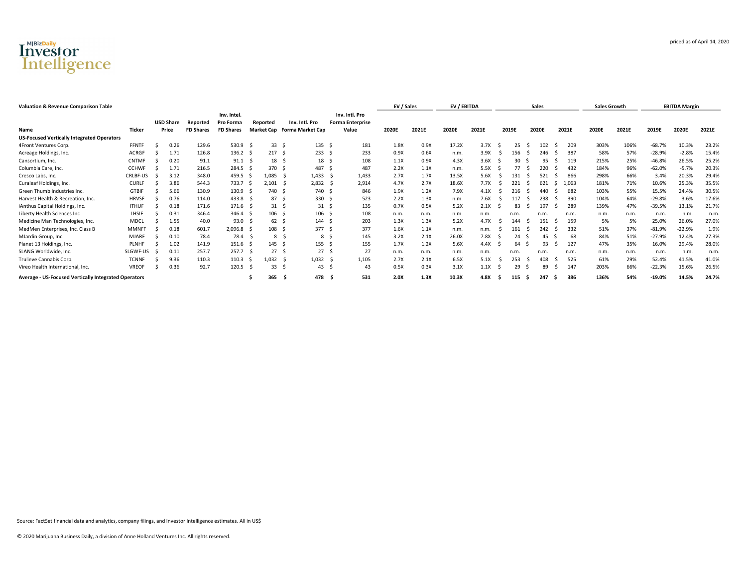MJBizDaily Investor Intelligence

priced as of April 14, 2020

**Valuation & Revenue Comparison Table**

| Name | Ticker | USD Share Price | Reported FD Shares | Inv. Intel. Pro Forma FD Shares | Reported Market Cap | Inv. Intl. Pro Forma Market Cap | Inv. Intl. Pro Forma Enterprise Value | EV / Sales 2020E | EV / Sales 2021E | EV / EBITDA 2020E | EV / EBITDA 2021E | Sales 2019E | Sales 2020E | Sales 2021E | Sales Growth 2020E | Sales Growth 2021E | EBITDA Margin 2019E | EBITDA Margin 2020E | EBITDA Margin 2021E |
|---|---|---|---|---|---|---|---|---|---|---|---|---|---|---|---|---|---|---|---|
| **US-Focused Vertically Integrated Operators** | | | | | | | | | | | | | | | | | | | |
| 4Front Ventures Corp. | FFNTF | $ 0.26 | 129.6 | 530.9 | $ 33 | $ 135 | $ 181 | 1.8X | 0.9X | 17.2X | 3.7X | $ 25 | $ 102 | $ 209 | 303% | 106% | -68.7% | 10.3% | 23.2% |
| Acreage Holdings, Inc. | ACRGF | $ 1.71 | 126.8 | 136.2 | $ 217 | $ 233 | $ 233 | 0.9X | 0.6X | n.m. | 3.9X | $ 156 | $ 246 | $ 387 | 58% | 57% | -28.9% | -2.8% | 15.4% |
| Cansortium, Inc. | CNTMF | $ 0.20 | 91.1 | 91.1 | $ 18 | $ 18 | $ 108 | 1.1X | 0.9X | 4.3X | 3.6X | $ 30 | $ 95 | $ 119 | 215% | 25% | -46.8% | 26.5% | 25.2% |
| Columbia Care, Inc. | CCHWF | $ 1.71 | 216.5 | 284.5 | $ 370 | $ 487 | $ 487 | 2.2X | 1.1X | n.m. | 5.5X | $ 77 | $ 220 | $ 432 | 184% | 96% | -62.0% | -5.7% | 20.3% |
| Cresco Labs, Inc. | CRLBF-US | $ 3.12 | 348.0 | 459.5 | $ 1,085 | $ 1,433 | $ 1,433 | 2.7X | 1.7X | 13.5X | 5.6X | $ 131 | $ 521 | $ 866 | 298% | 66% | 3.4% | 20.3% | 29.4% |
| Curaleaf Holdings, Inc. | CURLF | $ 3.86 | 544.3 | 733.7 | $ 2,101 | $ 2,832 | $ 2,914 | 4.7X | 2.7X | 18.6X | 7.7X | $ 221 | $ 621 | $ 1,063 | 181% | 71% | 10.6% | 25.3% | 35.5% |
| Green Thumb Industries Inc. | GTBIF | $ 5.66 | 130.9 | 130.9 | $ 740 | $ 740 | $ 846 | 1.9X | 1.2X | 7.9X | 4.1X | $ 216 | $ 440 | $ 682 | 103% | 55% | 15.5% | 24.4% | 30.5% |
| Harvest Health & Recreation, Inc. | HRVSF | $ 0.76 | 114.0 | 433.8 | $ 87 | $ 330 | $ 523 | 2.2X | 1.3X | n.m. | 7.6X | $ 117 | $ 238 | $ 390 | 104% | 64% | -29.8% | 3.6% | 17.6% |
| iAnthus Capital Holdings, Inc. | ITHUF | $ 0.18 | 171.6 | 171.6 | $ 31 | $ 31 | $ 135 | 0.7X | 0.5X | 5.2X | 2.1X | $ 83 | $ 197 | $ 289 | 139% | 47% | -39.5% | 13.1% | 21.7% |
| Liberty Health Sciences Inc | LHSIF | $ 0.31 | 346.4 | 346.4 | $ 106 | $ 106 | $ 108 | n.m. | n.m. | n.m. | n.m. | n.m. | n.m. | n.m. | n.m. | n.m. | n.m. | n.m. | n.m. |
| Medicine Man Technologies, Inc. | MDCL | $ 1.55 | 40.0 | 93.0 | $ 62 | $ 144 | $ 203 | 1.3X | 1.3X | 5.2X | 4.7X | $ 144 | $ 151 | $ 159 | 5% | 5% | 25.0% | 26.0% | 27.0% |
| MedMen Enterprises, Inc. Class B | MMNFF | $ 0.18 | 601.7 | 2,096.8 | $ 108 | $ 377 | $ 377 | 1.6X | 1.1X | n.m. | n.m. | $ 161 | $ 242 | $ 332 | 51% | 37% | -81.9% | -22.9% | 1.9% |
| MJardin Group, Inc. | MJARF | $ 0.10 | 78.4 | 78.4 | $ 8 | $ 8 | $ 145 | 3.2X | 2.1X | 26.0X | 7.8X | $ 24 | $ 45 | $ 68 | 84% | 51% | -27.9% | 12.4% | 27.3% |
| Planet 13 Holdings, Inc. | PLNHF | $ 1.02 | 141.9 | 151.6 | $ 145 | $ 155 | $ 155 | 1.7X | 1.2X | 5.6X | 4.4X | $ 64 | $ 93 | $ 127 | 47% | 35% | 16.0% | 29.4% | 28.0% |
| SLANG Worldwide, Inc. | SLGWF-US | $ 0.11 | 257.7 | 257.7 | $ 27 | $ 27 | $ 27 | n.m. | n.m. | n.m. | n.m. | n.m. | n.m. | n.m. | n.m. | n.m. | n.m. | n.m. | n.m. |
| Trulieve Cannabis Corp. | TCNNF | $ 9.36 | 110.3 | 110.3 | $ 1,032 | $ 1,032 | $ 1,105 | 2.7X | 2.1X | 6.5X | 5.1X | $ 253 | $ 408 | $ 525 | 61% | 29% | 52.4% | 41.5% | 41.0% |
| Vireo Health International, Inc. | VREOF | $ 0.36 | 92.7 | 120.5 | $ 33 | $ 43 | $ 43 | 0.5X | 0.3X | 3.1X | 1.1X | $ 29 | $ 89 | $ 147 | 203% | 66% | -22.3% | 15.6% | 26.5% |
| **Average - US-Focused Vertically Integrated Operators** | | | | | **$ 365** | **$ 478** | **$ 531** | **2.0X** | **1.3X** | **10.3X** | **4.8X** | **$ 115** | **$ 247** | **$ 386** | **136%** | **54%** | **-19.0%** | **14.5%** | **24.7%** |

Source: FactSet financial data and analytics, company filings, and Investor Intelligence estimates. All in US$

© 2020 Marijuana Business Daily, a division of Anne Holland Ventures Inc. All rights reserved.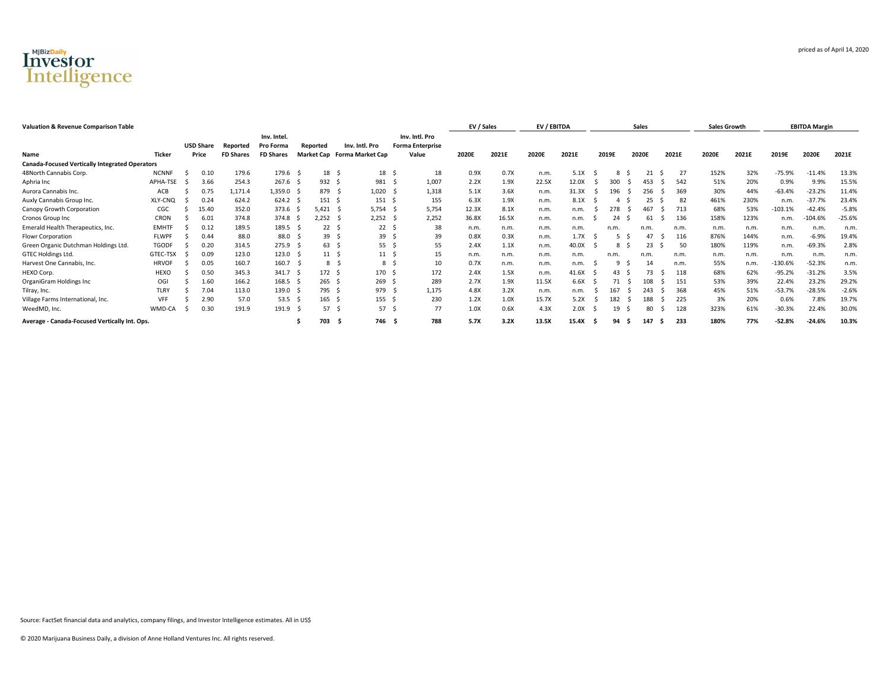# MJBizDaily Investor Intelligence

priced as of April 14, 2020

**Valuation & Revenue Comparison Table**

| Name | Ticker | USD Share Price | Reported FD Shares | Inv. Intel. Pro Forma FD Shares | Reported Market Cap | Inv. Intl. Pro Forma Market Cap | Inv. Intl. Pro Forma Enterprise Value | EV / Sales | | EV / EBITDA | | Sales | | | Sales Growth | | EBITDA Margin | | |
|---|---|---|---|---|---|---|---|---|---|---|---|---|---|---|---|---|---|---|---|
| | | | | | | | | 2020E | 2021E | 2020E | 2021E | 2019E | 2020E | 2021E | 2020E | 2021E | 2019E | 2020E | 2021E |
| **Canada-Focused Vertically Integrated Operators** | | | | | | | | | | | | | | | | | | | |
| 48North Cannabis Corp. | NCNNF | $ 0.10 | 179.6 | 179.6 | $ 18 | $ 18 | $ 18 | 0.9X | 0.7X | n.m. | 5.1X | $ 8 | $ 21 | $ 27 | 152% | 32% | -75.9% | -11.4% | 13.3% |
| Aphria Inc | APHA-TSE | $ 3.66 | 254.3 | 267.6 | $ 932 | $ 981 | $ 1,007 | 2.2X | 1.9X | 22.5X | 12.0X | $ 300 | $ 453 | $ 542 | 51% | 20% | 0.9% | 9.9% | 15.5% |
| Aurora Cannabis Inc. | ACB | $ 0.75 | 1,171.4 | 1,359.0 | $ 879 | $ 1,020 | $ 1,318 | 5.1X | 3.6X | n.m. | 31.3X | $ 196 | $ 256 | $ 369 | 30% | 44% | -63.4% | -23.2% | 11.4% |
| Auxly Cannabis Group Inc. | XLY-CNQ | $ 0.24 | 624.2 | 624.2 | $ 151 | $ 151 | $ 155 | 6.3X | 1.9X | n.m. | 8.1X | $ 4 | $ 25 | $ 82 | 461% | 230% | n.m. | -37.7% | 23.4% |
| Canopy Growth Corporation | CGC | $ 15.40 | 352.0 | 373.6 | $ 5,421 | $ 5,754 | $ 5,754 | 12.3X | 8.1X | n.m. | n.m. | $ 278 | $ 467 | $ 713 | 68% | 53% | -103.1% | -42.4% | -5.8% |
| Cronos Group Inc | CRON | $ 6.01 | 374.8 | 374.8 | $ 2,252 | $ 2,252 | $ 2,252 | 36.8X | 16.5X | n.m. | n.m. | $ 24 | $ 61 | $ 136 | 158% | 123% | n.m. | -104.6% | -25.6% |
| Emerald Health Therapeutics, Inc. | EMHTF | $ 0.12 | 189.5 | 189.5 | $ 22 | $ 22 | $ 38 | n.m. | n.m. | n.m. | n.m. | n.m. | n.m. | n.m. | n.m. | n.m. | n.m. | n.m. | n.m. |
| Flowr Corporation | FLWPF | $ 0.44 | 88.0 | 88.0 | $ 39 | $ 39 | $ 39 | 0.8X | 0.3X | n.m. | 1.7X | $ 5 | $ 47 | $ 116 | 876% | 144% | n.m. | -6.9% | 19.4% |
| Green Organic Dutchman Holdings Ltd. | TGODF | $ 0.20 | 314.5 | 275.9 | $ 63 | $ 55 | $ 55 | 2.4X | 1.1X | n.m. | 40.0X | $ 8 | $ 23 | $ 50 | 180% | 119% | n.m. | -69.3% | 2.8% |
| GTEC Holdings Ltd. | GTEC-TSX | $ 0.09 | 123.0 | 123.0 | $ 11 | $ 11 | $ 15 | n.m. | n.m. | n.m. | n.m. | n.m. | n.m. | n.m. | n.m. | n.m. | n.m. | n.m. | n.m. |
| Harvest One Cannabis, Inc. | HRVOF | $ 0.05 | 160.7 | 160.7 | $ 8 | $ 8 | $ 10 | 0.7X | n.m. | n.m. | n.m. | $ 9 | $ 14 | n.m. | 55% | n.m. | -130.6% | -52.3% | n.m. |
| HEXO Corp. | HEXO | $ 0.50 | 345.3 | 341.7 | $ 172 | $ 170 | $ 172 | 2.4X | 1.5X | n.m. | 41.6X | $ 43 | $ 73 | $ 118 | 68% | 62% | -95.2% | -31.2% | 3.5% |
| OrganiGram Holdings Inc | OGI | $ 1.60 | 166.2 | 168.5 | $ 265 | $ 269 | $ 289 | 2.7X | 1.9X | 11.5X | 6.6X | $ 71 | $ 108 | $ 151 | 53% | 39% | 22.4% | 23.2% | 29.2% |
| Tilray, Inc. | TLRY | $ 7.04 | 113.0 | 139.0 | $ 795 | $ 979 | $ 1,175 | 4.8X | 3.2X | n.m. | n.m. | $ 167 | $ 243 | $ 368 | 45% | 51% | -53.7% | -28.5% | -2.6% |
| Village Farms International, Inc. | VFF | $ 2.90 | 57.0 | 53.5 | $ 165 | $ 155 | $ 230 | 1.2X | 1.0X | 15.7X | 5.2X | $ 182 | $ 188 | $ 225 | 3% | 20% | 0.6% | 7.8% | 19.7% |
| WeedMD, Inc. | WMD-CA | $ 0.30 | 191.9 | 191.9 | $ 57 | $ 57 | $ 77 | 1.0X | 0.6X | 4.3X | 2.0X | $ 19 | $ 80 | $ 128 | 323% | 61% | -30.3% | 22.4% | 30.0% |
| **Average - Canada-Focused Vertically Int. Ops.** | | | | | **$ 703** | **$ 746** | **$ 788** | **5.7X** | **3.2X** | **13.5X** | **15.4X** | **$ 94** | **$ 147** | **$ 233** | **180%** | **77%** | **-52.8%** | **-24.6%** | **10.3%** |

Source: FactSet financial data and analytics, company filings, and Investor Intelligence estimates. All in US$

© 2020 Marijuana Business Daily, a division of Anne Holland Ventures Inc. All rights reserved.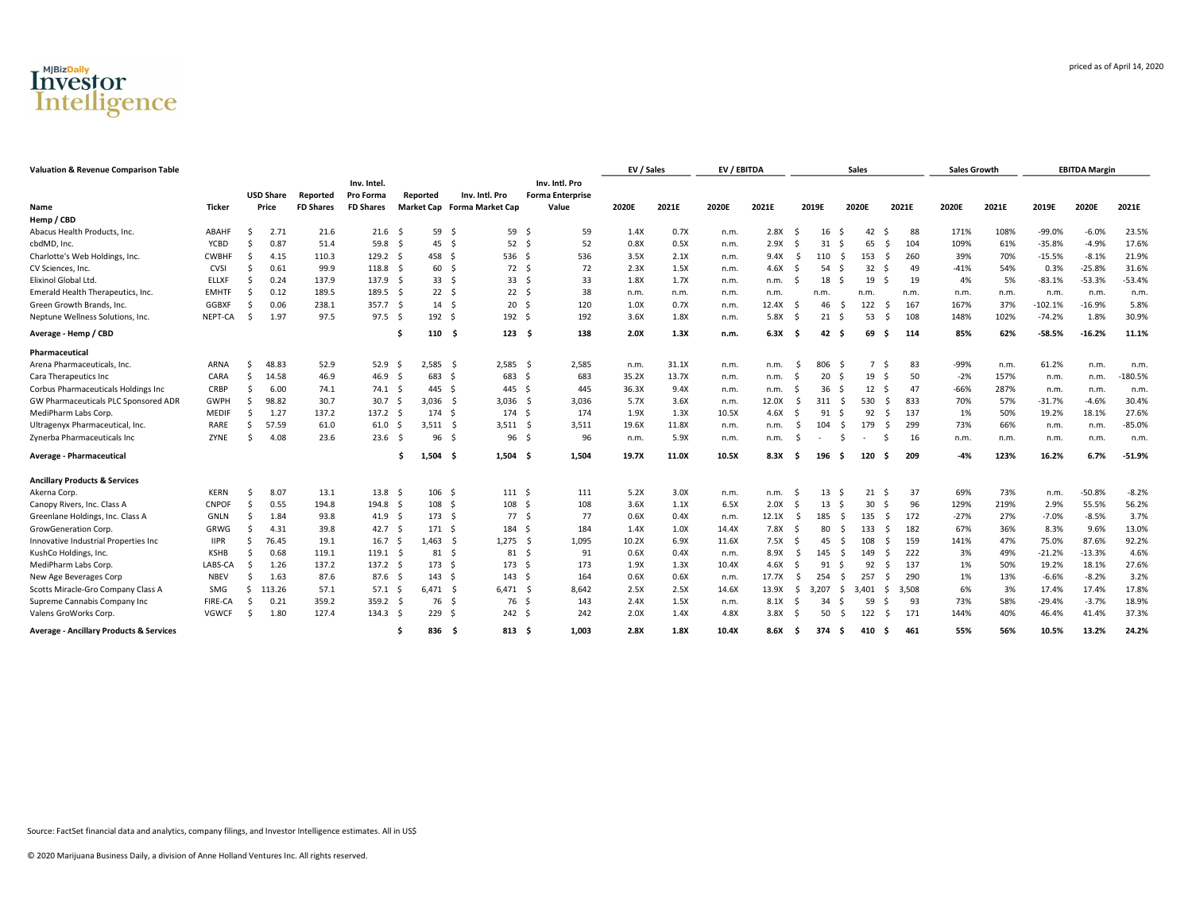MJBizDaily Investor Intelligence

priced as of April 14, 2020

**Valuation & Revenue Comparison Table**

| Name | Ticker | USD Share Price | Reported FD Shares | Inv. Intel. Pro Forma FD Shares | Reported Market Cap | Inv. Intl. Pro Forma Market Cap | Inv. Intl. Pro Forma Enterprise Value | EV / Sales 2020E | EV / Sales 2021E | EV / EBITDA 2020E | EV / EBITDA 2021E | Sales 2019E | Sales 2020E | Sales 2021E | Sales Growth 2020E | Sales Growth 2021E | EBITDA Margin 2019E | EBITDA Margin 2020E | EBITDA Margin 2021E |
|---|---|---|---|---|---|---|---|---|---|---|---|---|---|---|---|---|---|---|---|
| **Hemp / CBD** | | | | | | | | | | | | | | | | | | | |
| Abacus Health Products, Inc. | ABAHF | $ 2.71 | 21.6 | 21.6 | $ 59 | $ 59 | $ 59 | 1.4X | 0.7X | n.m. | 2.8X | $ 16 | $ 42 | $ 88 | 171% | 108% | -99.0% | -6.0% | 23.5% |
| cbdMD, Inc. | YCBD | $ 0.87 | 51.4 | 59.8 | $ 45 | $ 52 | $ 52 | 0.8X | 0.5X | n.m. | 2.9X | $ 31 | $ 65 | $ 104 | 109% | 61% | -35.8% | -4.9% | 17.6% |
| Charlotte's Web Holdings, Inc. | CWBHF | $ 4.15 | 110.3 | 129.2 | $ 458 | $ 536 | $ 536 | 3.5X | 2.1X | n.m. | 9.4X | $ 110 | $ 153 | $ 260 | 39% | 70% | -15.5% | -8.1% | 21.9% |
| CV Sciences, Inc. | CVSI | $ 0.61 | 99.9 | 118.8 | $ 60 | $ 72 | $ 72 | 2.3X | 1.5X | n.m. | 4.6X | $ 54 | $ 32 | $ 49 | -41% | 54% | 0.3% | -25.8% | 31.6% |
| Elixinol Global Ltd. | ELLXF | $ 0.24 | 137.9 | 137.9 | $ 33 | $ 33 | $ 33 | 1.8X | 1.7X | n.m. | n.m. | $ 18 | $ 19 | $ 19 | 4% | 5% | -83.1% | -53.3% | -53.4% |
| Emerald Health Therapeutics, Inc. | EMHTF | $ 0.12 | 189.5 | 189.5 | $ 22 | $ 22 | $ 38 | n.m. | n.m. | n.m. | n.m. | n.m. | n.m. | n.m. | n.m. | n.m. | n.m. | n.m. | n.m. |
| Green Growth Brands, Inc. | GGBXF | $ 0.06 | 238.1 | 357.7 | $ 14 | $ 20 | $ 120 | 1.0X | 0.7X | n.m. | 12.4X | $ 46 | $ 122 | $ 167 | 167% | 37% | -102.1% | -16.9% | 5.8% |
| Neptune Wellness Solutions, Inc. | NEPT-CA | $ 1.97 | 97.5 | 97.5 | $ 192 | $ 192 | $ 192 | 3.6X | 1.8X | n.m. | 5.8X | $ 21 | $ 53 | $ 108 | 148% | 102% | -74.2% | 1.8% | 30.9% |
| **Average - Hemp / CBD** | | | | | **$ 110** | **$ 123** | **$ 138** | **2.0X** | **1.3X** | **n.m.** | **6.3X** | **$ 42** | **$ 69** | **$ 114** | **85%** | **62%** | **-58.5%** | **-16.2%** | **11.1%** |
| **Pharmaceutical** | | | | | | | | | | | | | | | | | | | |
| Arena Pharmaceuticals, Inc. | ARNA | $ 48.83 | 52.9 | 52.9 | $ 2,585 | $ 2,585 | $ 2,585 | n.m. | 31.1X | n.m. | n.m. | $ 806 | $ 7 | $ 83 | -99% | n.m. | 61.2% | n.m. | n.m. |
| Cara Therapeutics Inc | CARA | $ 14.58 | 46.9 | 46.9 | $ 683 | $ 683 | $ 683 | 35.2X | 13.7X | n.m. | n.m. | $ 20 | $ 19 | $ 50 | -2% | 157% | n.m. | n.m. | -180.5% |
| Corbus Pharmaceuticals Holdings Inc | CRBP | $ 6.00 | 74.1 | 74.1 | $ 445 | $ 445 | $ 445 | 36.3X | 9.4X | n.m. | n.m. | $ 36 | $ 12 | $ 47 | -66% | 287% | n.m. | n.m. | n.m. |
| GW Pharmaceuticals PLC Sponsored ADR | GWPH | $ 98.82 | 30.7 | 30.7 | $ 3,036 | $ 3,036 | $ 3,036 | 5.7X | 3.6X | n.m. | 12.0X | $ 311 | $ 530 | $ 833 | 70% | 57% | -31.7% | -4.6% | 30.4% |
| MediPharm Labs Corp. | MEDIF | $ 1.27 | 137.2 | 137.2 | $ 174 | $ 174 | $ 174 | 1.9X | 1.3X | 10.5X | 4.6X | $ 91 | $ 92 | $ 137 | 1% | 50% | 19.2% | 18.1% | 27.6% |
| Ultragenyx Pharmaceutical, Inc. | RARE | $ 57.59 | 61.0 | 61.0 | $ 3,511 | $ 3,511 | $ 3,511 | 19.6X | 11.8X | n.m. | n.m. | $ 104 | $ 179 | $ 299 | 73% | 66% | n.m. | n.m. | -85.0% |
| Zynerba Pharmaceuticals Inc | ZYNE | $ 4.08 | 23.6 | 23.6 | $ 96 | $ 96 | $ 96 | n.m. | 5.9X | n.m. | n.m. | $ - | $ - | $ 16 | n.m. | n.m. | n.m. | n.m. | n.m. |
| **Average - Pharmaceutical** | | | | | **$ 1,504** | **$ 1,504** | **$ 1,504** | **19.7X** | **11.0X** | **10.5X** | **8.3X** | **$ 196** | **$ 120** | **$ 209** | **-4%** | **123%** | **16.2%** | **6.7%** | **-51.9%** |
| **Ancillary Products & Services** | | | | | | | | | | | | | | | | | | | |
| Akerna Corp. | KERN | $ 8.07 | 13.1 | 13.8 | $ 106 | $ 111 | $ 111 | 5.2X | 3.0X | n.m. | n.m. | $ 13 | $ 21 | $ 37 | 69% | 73% | n.m. | -50.8% | -8.2% |
| Canopy Rivers, Inc. Class A | CNPOF | $ 0.55 | 194.8 | 194.8 | $ 108 | $ 108 | $ 108 | 3.6X | 1.1X | 6.5X | 2.0X | $ 13 | $ 30 | $ 96 | 129% | 219% | 2.9% | 55.5% | 56.2% |
| Greenlane Holdings, Inc. Class A | GNLN | $ 1.84 | 93.8 | 41.9 | $ 173 | $ 77 | $ 77 | 0.6X | 0.4X | n.m. | 12.1X | $ 185 | $ 135 | $ 172 | -27% | 27% | -7.0% | -8.5% | 3.7% |
| GrowGeneration Corp. | GRWG | $ 4.31 | 39.8 | 42.7 | $ 171 | $ 184 | $ 184 | 1.4X | 1.0X | 14.4X | 7.8X | $ 80 | $ 133 | $ 182 | 67% | 36% | 8.3% | 9.6% | 13.0% |
| Innovative Industrial Properties Inc | IIPR | $ 76.45 | 19.1 | 16.7 | $ 1,463 | $ 1,275 | $ 1,095 | 10.2X | 6.9X | 11.6X | 7.5X | $ 45 | $ 108 | $ 159 | 141% | 47% | 75.0% | 87.6% | 92.2% |
| KushCo Holdings, Inc. | KSHB | $ 0.68 | 119.1 | 119.1 | $ 81 | $ 81 | $ 91 | 0.6X | 0.4X | n.m. | 8.9X | $ 145 | $ 149 | $ 222 | 3% | 49% | -21.2% | -13.3% | 4.6% |
| MediPharm Labs Corp. | LABS-CA | $ 1.26 | 137.2 | 137.2 | $ 173 | $ 173 | $ 173 | 1.9X | 1.3X | 10.4X | 4.6X | $ 91 | $ 92 | $ 137 | 1% | 50% | 19.2% | 18.1% | 27.6% |
| New Age Beverages Corp | NBEV | $ 1.63 | 87.6 | 87.6 | $ 143 | $ 143 | $ 164 | 0.6X | 0.6X | n.m. | 17.7X | $ 254 | $ 257 | $ 290 | 1% | 13% | -6.6% | -8.2% | 3.2% |
| Scotts Miracle-Gro Company Class A | SMG | $ 113.26 | 57.1 | 57.1 | $ 6,471 | $ 6,471 | $ 8,642 | 2.5X | 2.5X | 14.6X | 13.9X | $ 3,207 | $ 3,401 | $ 3,508 | 6% | 3% | 17.4% | 17.4% | 17.8% |
| Supreme Cannabis Company Inc | FIRE-CA | $ 0.21 | 359.2 | 359.2 | $ 76 | $ 76 | $ 143 | 2.4X | 1.5X | n.m. | 8.1X | $ 34 | $ 59 | $ 93 | 73% | 58% | -29.4% | -3.7% | 18.9% |
| Valens GroWorks Corp. | VGWCF | $ 1.80 | 127.4 | 134.3 | $ 229 | $ 242 | $ 242 | 2.0X | 1.4X | 4.8X | 3.8X | $ 50 | $ 122 | $ 171 | 144% | 40% | 46.4% | 41.4% | 37.3% |
| **Average - Ancillary Products & Services** | | | | | **$ 836** | **$ 813** | **$ 1,003** | **2.8X** | **1.8X** | **10.4X** | **8.6X** | **$ 374** | **$ 410** | **$ 461** | **55%** | **56%** | **10.5%** | **13.2%** | **24.2%** |

Source: FactSet financial data and analytics, company filings, and Investor Intelligence estimates. All in US$

© 2020 Marijuana Business Daily, a division of Anne Holland Ventures Inc. All rights reserved.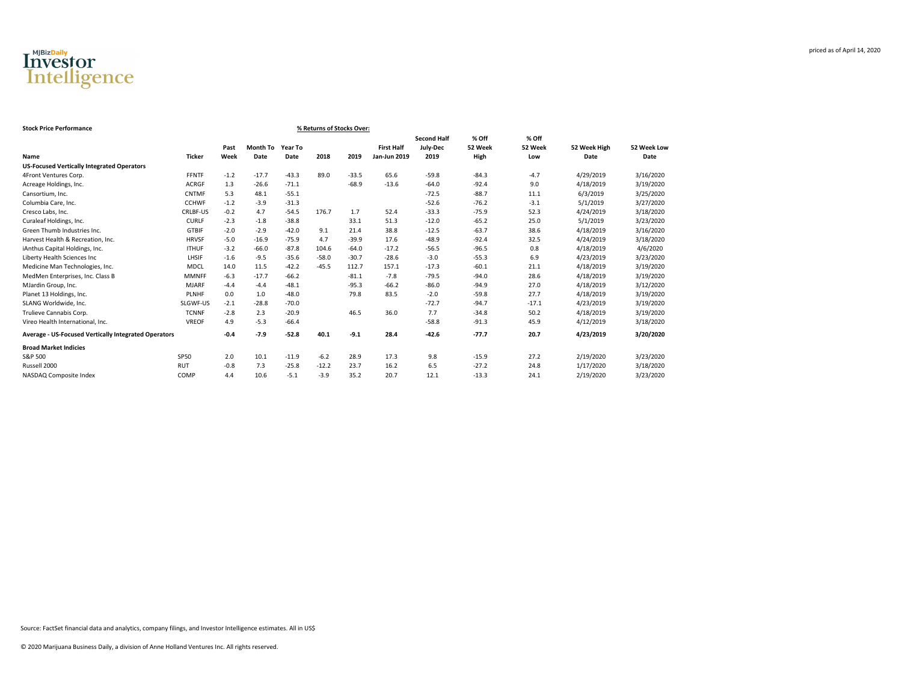MJBizDaily Investor Intelligence

priced as of April 14, 2020

**Stock Price Performance**

**% Returns of Stocks Over:**

| Name | Ticker | Past Week | Month To Date | Year To Date | 2018 | 2019 | First Half Jan-Jun 2019 | Second Half July-Dec 2019 | % Off 52 Week High | % Off 52 Week Low | 52 Week High Date | 52 Week Low Date |
|---|---|---|---|---|---|---|---|---|---|---|---|---|
| **US-Focused Vertically Integrated Operators** | | | | | | | | | | | | |
| 4Front Ventures Corp. | FFNTF | -1.2 | -17.7 | -43.3 | 89.0 | -33.5 | 65.6 | -59.8 | -84.3 | -4.7 | 4/29/2019 | 3/16/2020 |
| Acreage Holdings, Inc. | ACRGF | 1.3 | -26.6 | -71.1 | | -68.9 | -13.6 | -64.0 | -92.4 | 9.0 | 4/18/2019 | 3/19/2020 |
| Cansortium, Inc. | CNTMF | 5.3 | 48.1 | -55.1 | | | | -72.5 | -88.7 | 11.1 | 6/3/2019 | 3/25/2020 |
| Columbia Care, Inc. | CCHWF | -1.2 | -3.9 | -31.3 | | | | -52.6 | -76.2 | -3.1 | 5/1/2019 | 3/27/2020 |
| Cresco Labs, Inc. | CRLBF-US | -0.2 | 4.7 | -54.5 | 176.7 | 1.7 | 52.4 | -33.3 | -75.9 | 52.3 | 4/24/2019 | 3/18/2020 |
| Curaleaf Holdings, Inc. | CURLF | -2.3 | -1.8 | -38.8 | | 33.1 | 51.3 | -12.0 | -65.2 | 25.0 | 5/1/2019 | 3/23/2020 |
| Green Thumb Industries Inc. | GTBIF | -2.0 | -2.9 | -42.0 | 9.1 | 21.4 | 38.8 | -12.5 | -63.7 | 38.6 | 4/18/2019 | 3/16/2020 |
| Harvest Health & Recreation, Inc. | HRVSF | -5.0 | -16.9 | -75.9 | 4.7 | -39.9 | 17.6 | -48.9 | -92.4 | 32.5 | 4/24/2019 | 3/18/2020 |
| iAnthus Capital Holdings, Inc. | ITHUF | -3.2 | -66.0 | -87.8 | 104.6 | -64.0 | -17.2 | -56.5 | -96.5 | 0.8 | 4/18/2019 | 4/6/2020 |
| Liberty Health Sciences Inc | LHSIF | -1.6 | -9.5 | -35.6 | -58.0 | -30.7 | -28.6 | -3.0 | -55.3 | 6.9 | 4/23/2019 | 3/23/2020 |
| Medicine Man Technologies, Inc. | MDCL | 14.0 | 11.5 | -42.2 | -45.5 | 112.7 | 157.1 | -17.3 | -60.1 | 21.1 | 4/18/2019 | 3/19/2020 |
| MedMen Enterprises, Inc. Class B | MMNFF | -6.3 | -17.7 | -66.2 | | -81.1 | -7.8 | -79.5 | -94.0 | 28.6 | 4/18/2019 | 3/19/2020 |
| MJardin Group, Inc. | MJARF | -4.4 | -4.4 | -48.1 | | -95.3 | -66.2 | -86.0 | -94.9 | 27.0 | 4/18/2019 | 3/12/2020 |
| Planet 13 Holdings, Inc. | PLNHF | 0.0 | 1.0 | -48.0 | | 79.8 | 83.5 | -2.0 | -59.8 | 27.7 | 4/18/2019 | 3/19/2020 |
| SLANG Worldwide, Inc. | SLGWF-US | -2.1 | -28.8 | -70.0 | | | | -72.7 | -94.7 | -17.1 | 4/23/2019 | 3/19/2020 |
| Trulieve Cannabis Corp. | TCNNF | -2.8 | 2.3 | -20.9 | | 46.5 | 36.0 | 7.7 | -34.8 | 50.2 | 4/18/2019 | 3/19/2020 |
| Vireo Health International, Inc. | VREOF | 4.9 | -5.3 | -66.4 | | | | -58.8 | -91.3 | 45.9 | 4/12/2019 | 3/18/2020 |
| **Average - US-Focused Vertically Integrated Operators** | | **-0.4** | **-7.9** | **-52.8** | **40.1** | **-9.1** | **28.4** | **-42.6** | **-77.7** | **20.7** | **4/23/2019** | **3/20/2020** |
| **Broad Market Indicies** | | | | | | | | | | | | |
| S&P 500 | SP50 | 2.0 | 10.1 | -11.9 | -6.2 | 28.9 | 17.3 | 9.8 | -15.9 | 27.2 | 2/19/2020 | 3/23/2020 |
| Russell 2000 | RUT | -0.8 | 7.3 | -25.8 | -12.2 | 23.7 | 16.2 | 6.5 | -27.2 | 24.8 | 1/17/2020 | 3/18/2020 |
| NASDAQ Composite Index | COMP | 4.4 | 10.6 | -5.1 | -3.9 | 35.2 | 20.7 | 12.1 | -13.3 | 24.1 | 2/19/2020 | 3/23/2020 |

Source: FactSet financial data and analytics, company filings, and Investor Intelligence estimates. All in US$

© 2020 Marijuana Business Daily, a division of Anne Holland Ventures Inc. All rights reserved.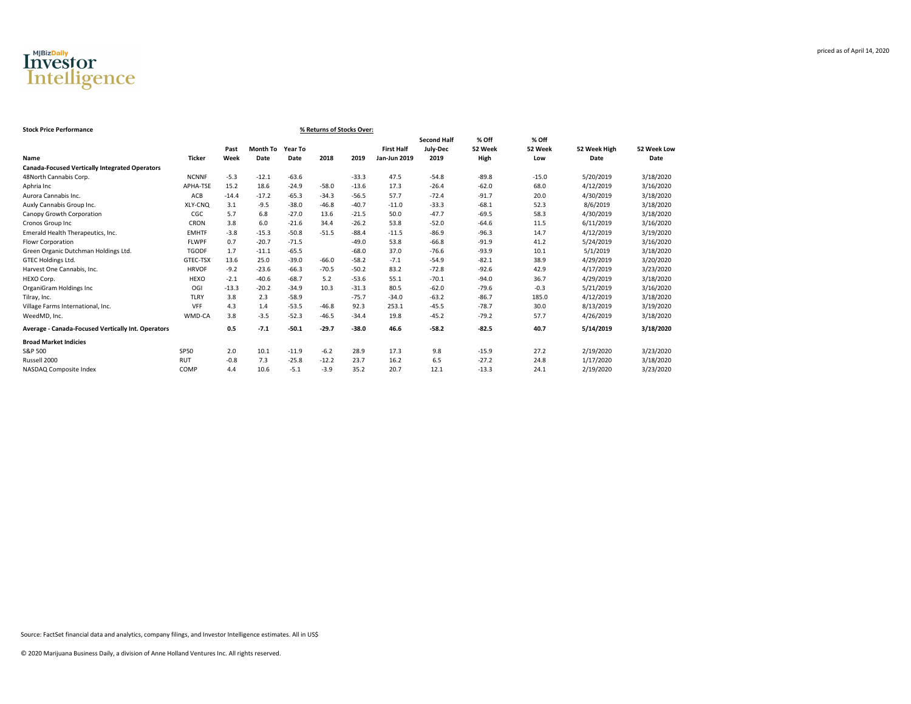MJBizDaily Investor Intelligence

priced as of April 14, 2020

**Stock Price Performance**

**% Returns of Stocks Over:**

| Name | Ticker | Past Week | Month To Date | Year To Date | 2018 | 2019 | First Half Jan-Jun 2019 | Second Half July-Dec 2019 | % Off 52 Week High | % Off 52 Week Low | 52 Week High Date | 52 Week Low Date |
|---|---|---|---|---|---|---|---|---|---|---|---|---|
| **Canada-Focused Vertically Integrated Operators** | | | | | | | | | | | | |
| 48North Cannabis Corp. | NCNNF | -5.3 | -12.1 | -63.6 | | -33.3 | 47.5 | -54.8 | -89.8 | -15.0 | 5/20/2019 | 3/18/2020 |
| Aphria Inc | APHA-TSE | 15.2 | 18.6 | -24.9 | -58.0 | -13.6 | 17.3 | -26.4 | -62.0 | 68.0 | 4/12/2019 | 3/16/2020 |
| Aurora Cannabis Inc. | ACB | -14.4 | -17.2 | -65.3 | -34.3 | -56.5 | 57.7 | -72.4 | -91.7 | 20.0 | 4/30/2019 | 3/18/2020 |
| Auxly Cannabis Group Inc. | XLY-CNQ | 3.1 | -9.5 | -38.0 | -46.8 | -40.7 | -11.0 | -33.3 | -68.1 | 52.3 | 8/6/2019 | 3/18/2020 |
| Canopy Growth Corporation | CGC | 5.7 | 6.8 | -27.0 | 13.6 | -21.5 | 50.0 | -47.7 | -69.5 | 58.3 | 4/30/2019 | 3/18/2020 |
| Cronos Group Inc | CRON | 3.8 | 6.0 | -21.6 | 34.4 | -26.2 | 53.8 | -52.0 | -64.6 | 11.5 | 6/11/2019 | 3/16/2020 |
| Emerald Health Therapeutics, Inc. | EMHTF | -3.8 | -15.3 | -50.8 | -51.5 | -88.4 | -11.5 | -86.9 | -96.3 | 14.7 | 4/12/2019 | 3/19/2020 |
| Flowr Corporation | FLWPF | 0.7 | -20.7 | -71.5 | | -49.0 | 53.8 | -66.8 | -91.9 | 41.2 | 5/24/2019 | 3/16/2020 |
| Green Organic Dutchman Holdings Ltd. | TGODF | 1.7 | -11.1 | -65.5 | | -68.0 | 37.0 | -76.6 | -93.9 | 10.1 | 5/1/2019 | 3/18/2020 |
| GTEC Holdings Ltd. | GTEC-TSX | 13.6 | 25.0 | -39.0 | -66.0 | -58.2 | -7.1 | -54.9 | -82.1 | 38.9 | 4/29/2019 | 3/20/2020 |
| Harvest One Cannabis, Inc. | HRVOF | -9.2 | -23.6 | -66.3 | -70.5 | -50.2 | 83.2 | -72.8 | -92.6 | 42.9 | 4/17/2019 | 3/23/2020 |
| HEXO Corp. | HEXO | -2.1 | -40.6 | -68.7 | 5.2 | -53.6 | 55.1 | -70.1 | -94.0 | 36.7 | 4/29/2019 | 3/18/2020 |
| OrganiGram Holdings Inc | OGI | -13.3 | -20.2 | -34.9 | 10.3 | -31.3 | 80.5 | -62.0 | -79.6 | -0.3 | 5/21/2019 | 3/16/2020 |
| Tilray, Inc. | TLRY | 3.8 | 2.3 | -58.9 | | -75.7 | -34.0 | -63.2 | -86.7 | 185.0 | 4/12/2019 | 3/18/2020 |
| Village Farms International, Inc. | VFF | 4.3 | 1.4 | -53.5 | -46.8 | 92.3 | 253.1 | -45.5 | -78.7 | 30.0 | 8/13/2019 | 3/19/2020 |
| WeedMD, Inc. | WMD-CA | 3.8 | -3.5 | -52.3 | -46.5 | -34.4 | 19.8 | -45.2 | -79.2 | 57.7 | 4/26/2019 | 3/18/2020 |
| **Average - Canada-Focused Vertically Int. Operators** | | **0.5** | **-7.1** | **-50.1** | **-29.7** | **-38.0** | **46.6** | **-58.2** | **-82.5** | **40.7** | **5/14/2019** | **3/18/2020** |
| **Broad Market Indicies** | | | | | | | | | | | | |
| S&P 500 | SP50 | 2.0 | 10.1 | -11.9 | -6.2 | 28.9 | 17.3 | 9.8 | -15.9 | 27.2 | 2/19/2020 | 3/23/2020 |
| Russell 2000 | RUT | -0.8 | 7.3 | -25.8 | -12.2 | 23.7 | 16.2 | 6.5 | -27.2 | 24.8 | 1/17/2020 | 3/18/2020 |
| NASDAQ Composite Index | COMP | 4.4 | 10.6 | -5.1 | -3.9 | 35.2 | 20.7 | 12.1 | -13.3 | 24.1 | 2/19/2020 | 3/23/2020 |

Source: FactSet financial data and analytics, company filings, and Investor Intelligence estimates. All in US$

© 2020 Marijuana Business Daily, a division of Anne Holland Ventures Inc. All rights reserved.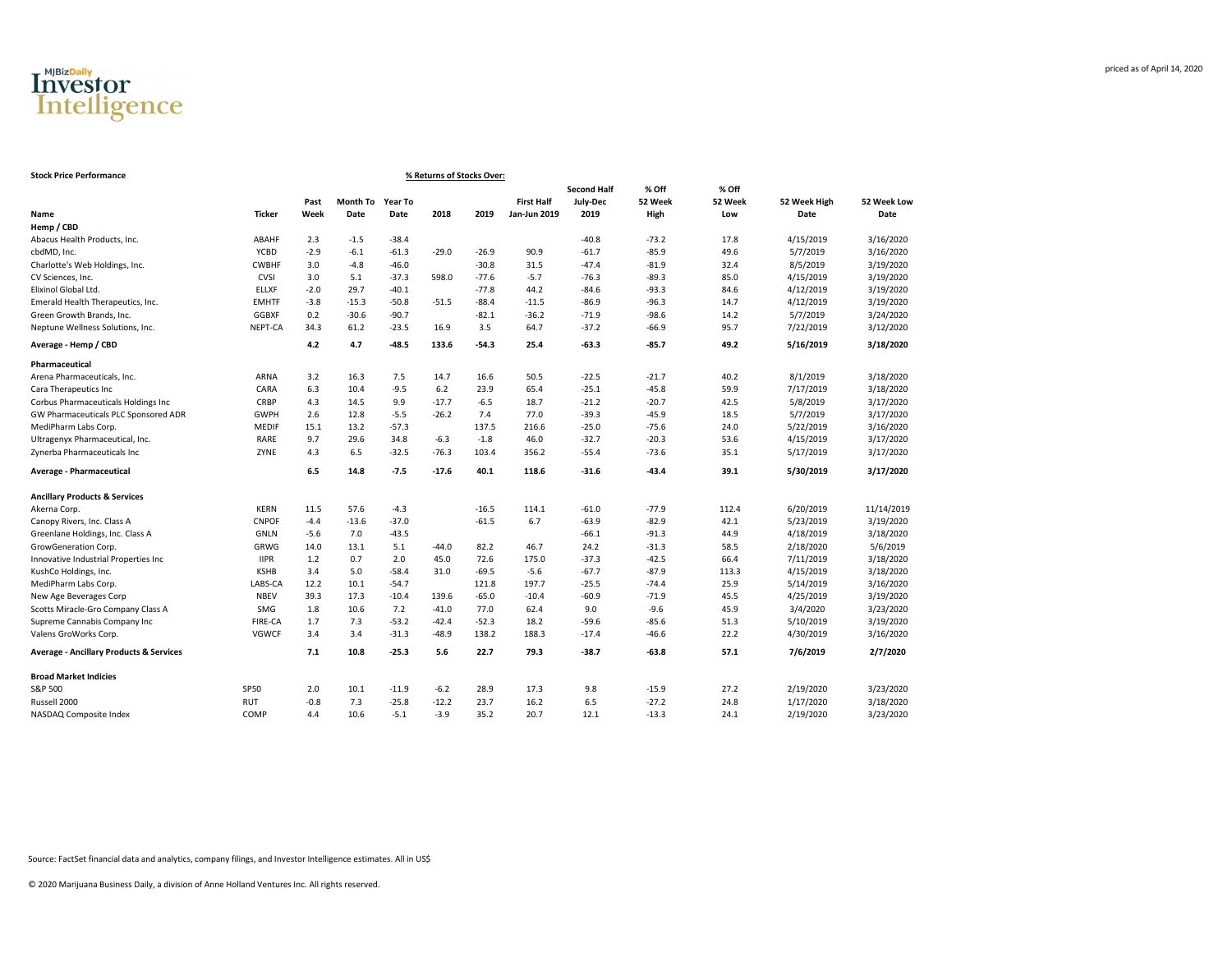**Stock Price Performance**

| | | | | | | | | | | | | |
|---|---|---|---|---|---|---|---|---|---|---|---|---|
| | | % Returns of Stocks Over: | | | | | | | | | | |
| **Name** | **Ticker** | **Past Week** | **Month To Date** | **Year To Date** | **2018** | **2019** | **First Half Jan-Jun 2019** | **Second Half July-Dec 2019** | **% Off 52 Week High** | **% Off 52 Week Low** | **52 Week High Date** | **52 Week Low Date** |
| **Hemp / CBD** | | | | | | | | | | | | |
| Abacus Health Products, Inc. | ABAHF | 2.3 | -1.5 | -38.4 | | | | -40.8 | -73.2 | 17.8 | 4/15/2019 | 3/16/2020 |
| cbdMD, Inc. | YCBD | -2.9 | -6.1 | -61.3 | -29.0 | -26.9 | 90.9 | -61.7 | -85.9 | 49.6 | 5/7/2019 | 3/16/2020 |
| Charlotte's Web Holdings, Inc. | CWBHF | 3.0 | -4.8 | -46.0 | | -30.8 | 31.5 | -47.4 | -81.9 | 32.4 | 8/5/2019 | 3/19/2020 |
| CV Sciences, Inc. | CVSI | 3.0 | 5.1 | -37.3 | 598.0 | -77.6 | -5.7 | -76.3 | -89.3 | 85.0 | 4/15/2019 | 3/19/2020 |
| Elixinol Global Ltd. | ELLXF | -2.0 | 29.7 | -40.1 | | -77.8 | 44.2 | -84.6 | -93.3 | 84.6 | 4/12/2019 | 3/19/2020 |
| Emerald Health Therapeutics, Inc. | EMHTF | -3.8 | -15.3 | -50.8 | -51.5 | -88.4 | -11.5 | -86.9 | -96.3 | 14.7 | 4/12/2019 | 3/19/2020 |
| Green Growth Brands, Inc. | GGBXF | 0.2 | -30.6 | -90.7 | | -82.1 | -36.2 | -71.9 | -98.6 | 14.2 | 5/7/2019 | 3/24/2020 |
| Neptune Wellness Solutions, Inc. | NEPT-CA | 34.3 | 61.2 | -23.5 | 16.9 | 3.5 | 64.7 | -37.2 | -66.9 | 95.7 | 7/22/2019 | 3/12/2020 |
| **Average - Hemp / CBD** | | **4.2** | **4.7** | **-48.5** | **133.6** | **-54.3** | **25.4** | **-63.3** | **-85.7** | **49.2** | **5/16/2019** | **3/18/2020** |
| **Pharmaceutical** | | | | | | | | | | | | |
| Arena Pharmaceuticals, Inc. | ARNA | 3.2 | 16.3 | 7.5 | 14.7 | 16.6 | 50.5 | -22.5 | -21.7 | 40.2 | 8/1/2019 | 3/18/2020 |
| Cara Therapeutics Inc | CARA | 6.3 | 10.4 | -9.5 | 6.2 | 23.9 | 65.4 | -25.1 | -45.8 | 59.9 | 7/17/2019 | 3/18/2020 |
| Corbus Pharmaceuticals Holdings Inc | CRBP | 4.3 | 14.5 | 9.9 | -17.7 | -6.5 | 18.7 | -21.2 | -20.7 | 42.5 | 5/8/2019 | 3/17/2020 |
| GW Pharmaceuticals PLC Sponsored ADR | GWPH | 2.6 | 12.8 | -5.5 | -26.2 | 7.4 | 77.0 | -39.3 | -45.9 | 18.5 | 5/7/2019 | 3/17/2020 |
| MediPharm Labs Corp. | MEDIF | 15.1 | 13.2 | -57.3 | | 137.5 | 216.6 | -25.0 | -75.6 | 24.0 | 5/22/2019 | 3/16/2020 |
| Ultragenyx Pharmaceutical, Inc. | RARE | 9.7 | 29.6 | 34.8 | -6.3 | -1.8 | 46.0 | -32.7 | -20.3 | 53.6 | 4/15/2019 | 3/17/2020 |
| Zynerba Pharmaceuticals Inc | ZYNE | 4.3 | 6.5 | -32.5 | -76.3 | 103.4 | 356.2 | -55.4 | -73.6 | 35.1 | 5/17/2019 | 3/17/2020 |
| **Average - Pharmaceutical** | | **6.5** | **14.8** | **-7.5** | **-17.6** | **40.1** | **118.6** | **-31.6** | **-43.4** | **39.1** | **5/30/2019** | **3/17/2020** |
| **Ancillary Products & Services** | | | | | | | | | | | | |
| Akerna Corp. | KERN | 11.5 | 57.6 | -4.3 | | -16.5 | 114.1 | -61.0 | -77.9 | 112.4 | 6/20/2019 | 11/14/2019 |
| Canopy Rivers, Inc. Class A | CNPOF | -4.4 | -13.6 | -37.0 | | -61.5 | 6.7 | -63.9 | -82.9 | 42.1 | 5/23/2019 | 3/19/2020 |
| Greenlane Holdings, Inc. Class A | GNLN | -5.6 | 7.0 | -43.5 | | | | -66.1 | -91.3 | 44.9 | 4/18/2019 | 3/18/2020 |
| GrowGeneration Corp. | GRWG | 14.0 | 13.1 | 5.1 | -44.0 | 82.2 | 46.7 | 24.2 | -31.3 | 58.5 | 2/18/2020 | 5/6/2019 |
| Innovative Industrial Properties Inc | IIPR | 1.2 | 0.7 | 2.0 | 45.0 | 72.6 | 175.0 | -37.3 | -42.5 | 66.4 | 7/11/2019 | 3/18/2020 |
| KushCo Holdings, Inc. | KSHB | 3.4 | 5.0 | -58.4 | 31.0 | -69.5 | -5.6 | -67.7 | -87.9 | 113.3 | 4/15/2019 | 3/18/2020 |
| MediPharm Labs Corp. | LABS-CA | 12.2 | 10.1 | -54.7 | | 121.8 | 197.7 | -25.5 | -74.4 | 25.9 | 5/14/2019 | 3/16/2020 |
| New Age Beverages Corp | NBEV | 39.3 | 17.3 | -10.4 | 139.6 | -65.0 | -10.4 | -60.9 | -71.9 | 45.5 | 4/25/2019 | 3/19/2020 |
| Scotts Miracle-Gro Company Class A | SMG | 1.8 | 10.6 | 7.2 | -41.0 | 77.0 | 62.4 | 9.0 | -9.6 | 45.9 | 3/4/2020 | 3/23/2020 |
| Supreme Cannabis Company Inc | FIRE-CA | 1.7 | 7.3 | -53.2 | -42.4 | -52.3 | 18.2 | -59.6 | -85.6 | 51.3 | 5/10/2019 | 3/19/2020 |
| Valens GroWorks Corp. | VGWCF | 3.4 | 3.4 | -31.3 | -48.9 | 138.2 | 188.3 | -17.4 | -46.6 | 22.2 | 4/30/2019 | 3/16/2020 |
| **Average - Ancillary Products & Services** | | **7.1** | **10.8** | **-25.3** | **5.6** | **22.7** | **79.3** | **-38.7** | **-63.8** | **57.1** | **7/6/2019** | **2/7/2020** |
| **Broad Market Indicies** | | | | | | | | | | | | |
| S&P 500 | SP50 | 2.0 | 10.1 | -11.9 | -6.2 | 28.9 | 17.3 | 9.8 | -15.9 | 27.2 | 2/19/2020 | 3/23/2020 |
| Russell 2000 | RUT | -0.8 | 7.3 | -25.8 | -12.2 | 23.7 | 16.2 | 6.5 | -27.2 | 24.8 | 1/17/2020 | 3/18/2020 |
| NASDAQ Composite Index | COMP | 4.4 | 10.6 | -5.1 | -3.9 | 35.2 | 20.7 | 12.1 | -13.3 | 24.1 | 2/19/2020 | 3/23/2020 |

Source: FactSet financial data and analytics, company filings, and Investor Intelligence estimates. All in US$

© 2020 Marijuana Business Daily, a division of Anne Holland Ventures Inc. All rights reserved.